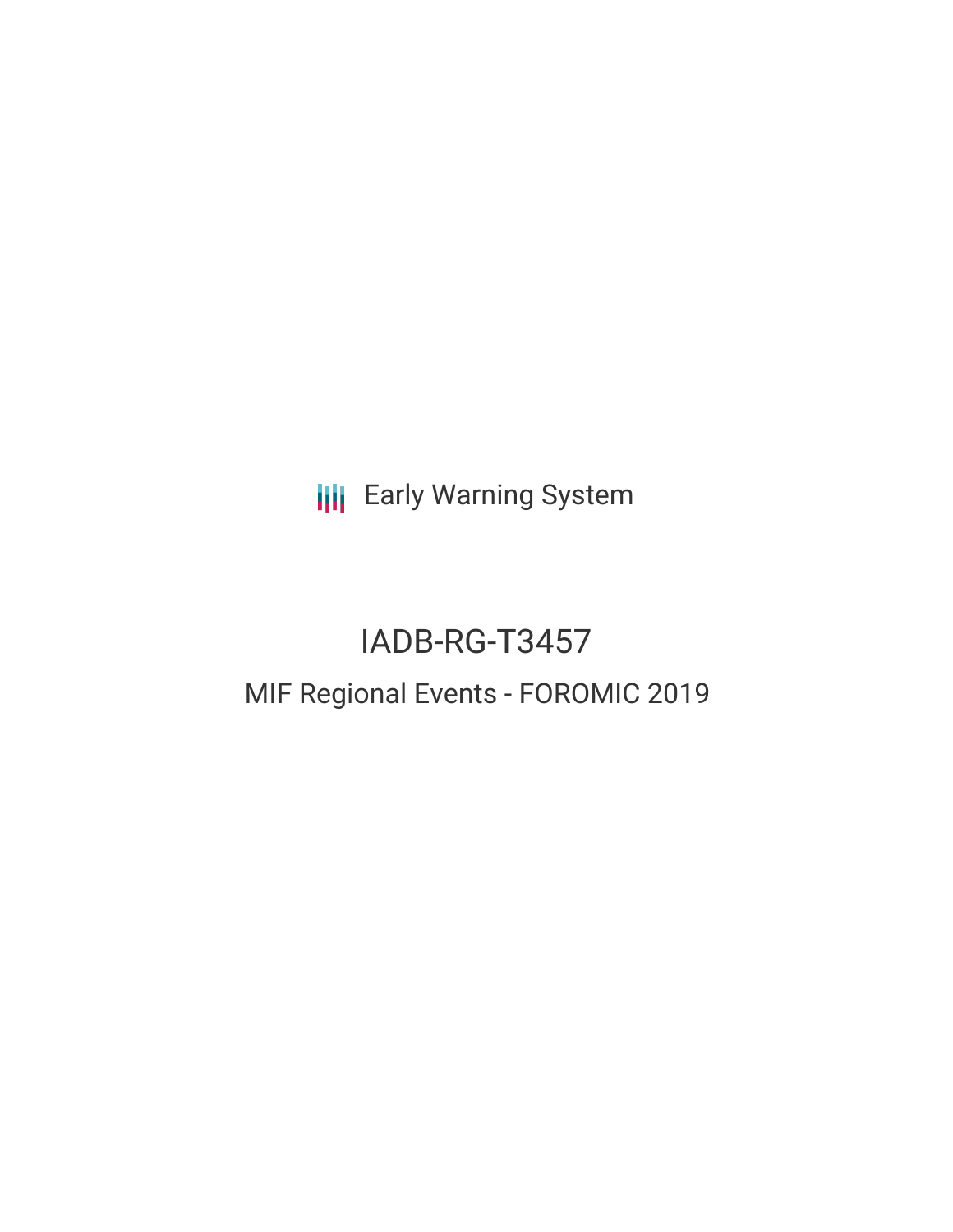Early Warning System

# IADB-RG-T3457

## MIF Regional Events - FOROMIC 2019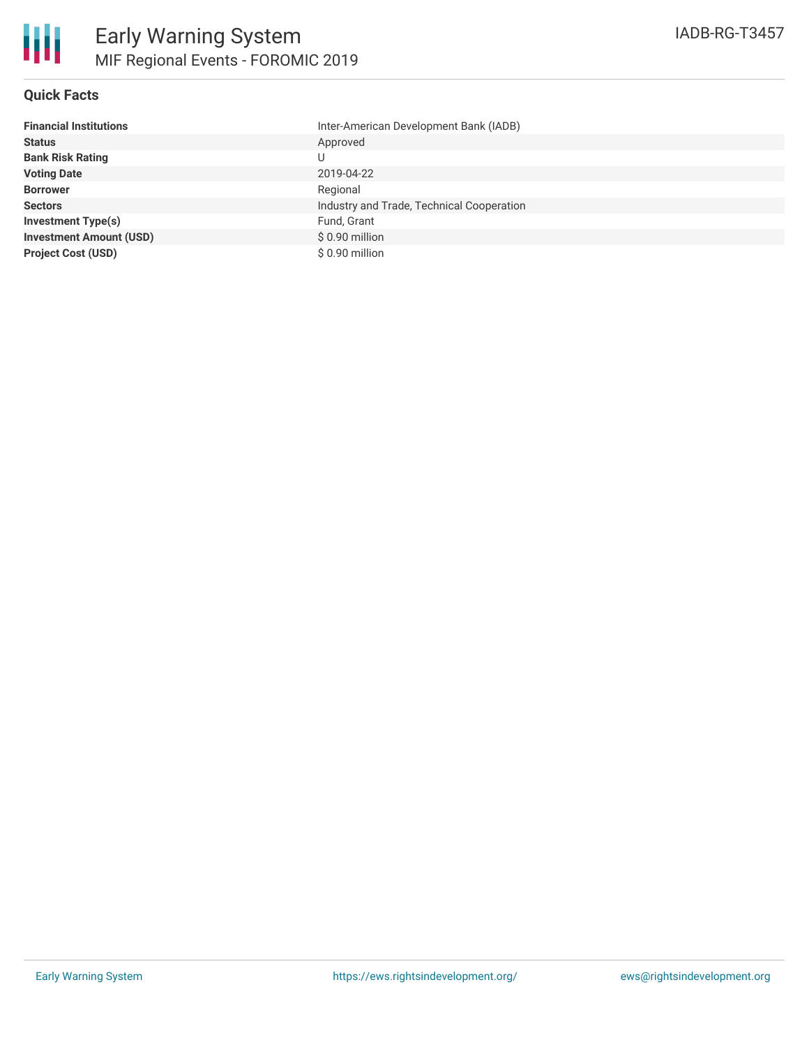# Early Warning System

## MIF Regional Events - FOROMIC 2019

IADB-RG-T3457

### Quick Facts

| | |
|---|---|
| **Financial Institutions** | Inter-American Development Bank (IADB) |
| **Status** | Approved |
| **Bank Risk Rating** | U |
| **Voting Date** | 2019-04-22 |
| **Borrower** | Regional |
| **Sectors** | Industry and Trade, Technical Cooperation |
| **Investment Type(s)** | Fund, Grant |
| **Investment Amount (USD)** | $ 0.90 million |
| **Project Cost (USD)** | $ 0.90 million |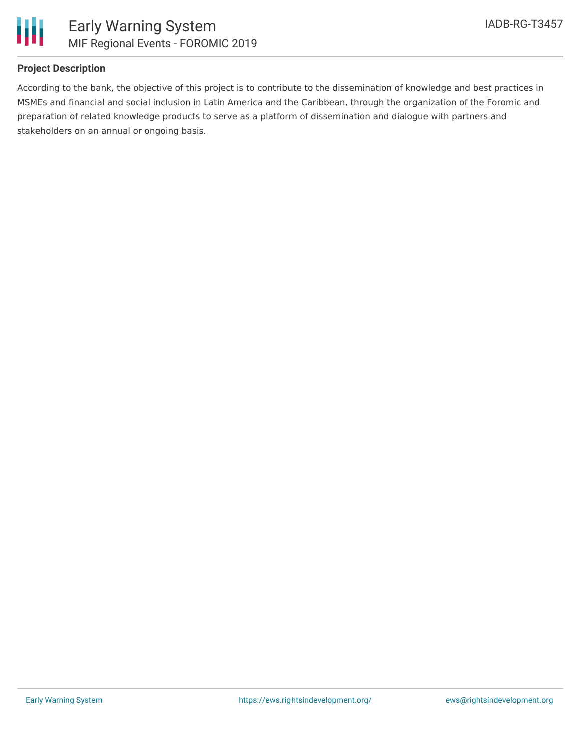## Project Description

According to the bank, the objective of this project is to contribute to the dissemination of knowledge and best practices in MSMEs and financial and social inclusion in Latin America and the Caribbean, through the organization of the Foromic and preparation of related knowledge products to serve as a platform of dissemination and dialogue with partners and stakeholders on an annual or ongoing basis.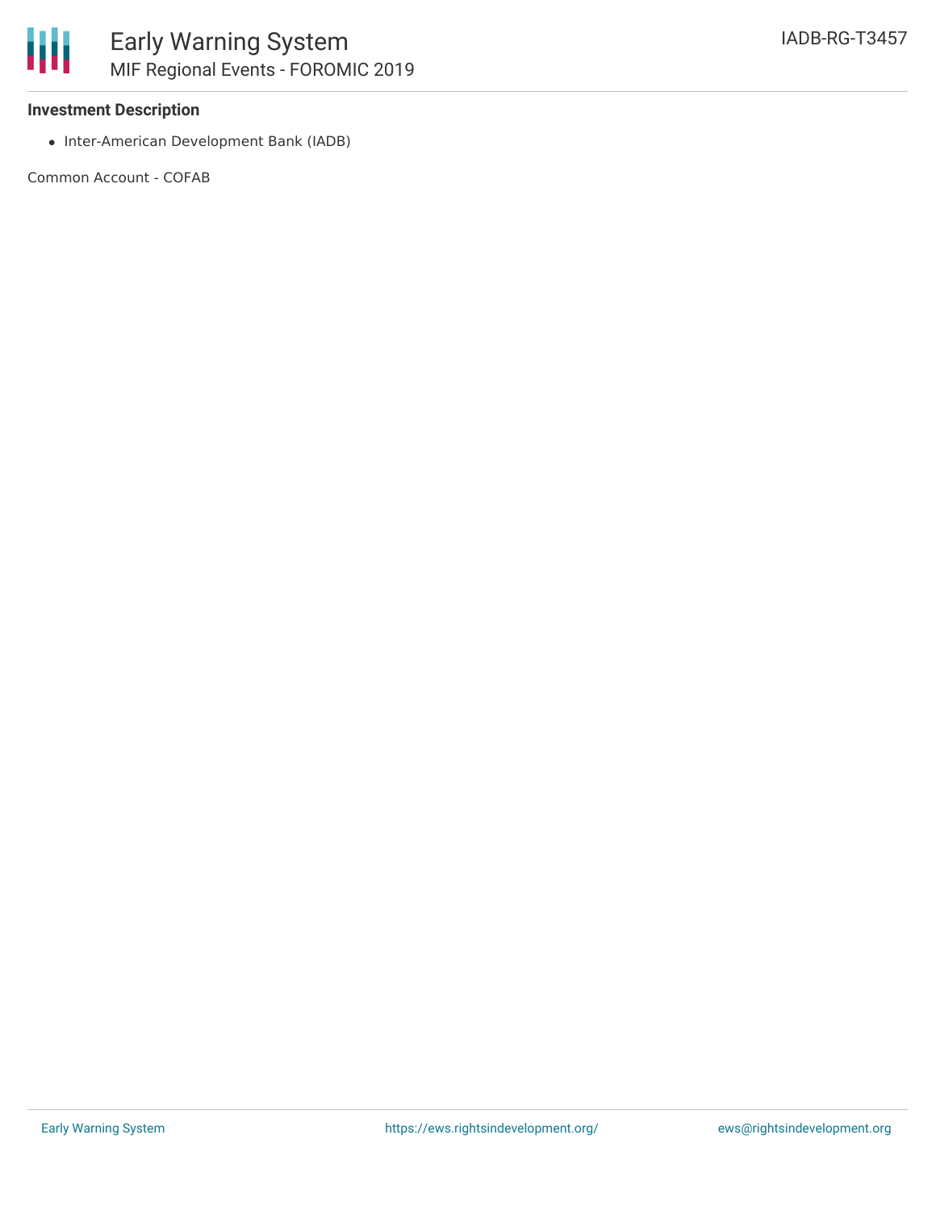### Investment Description

- Inter-American Development Bank (IADB)

Common Account - COFAB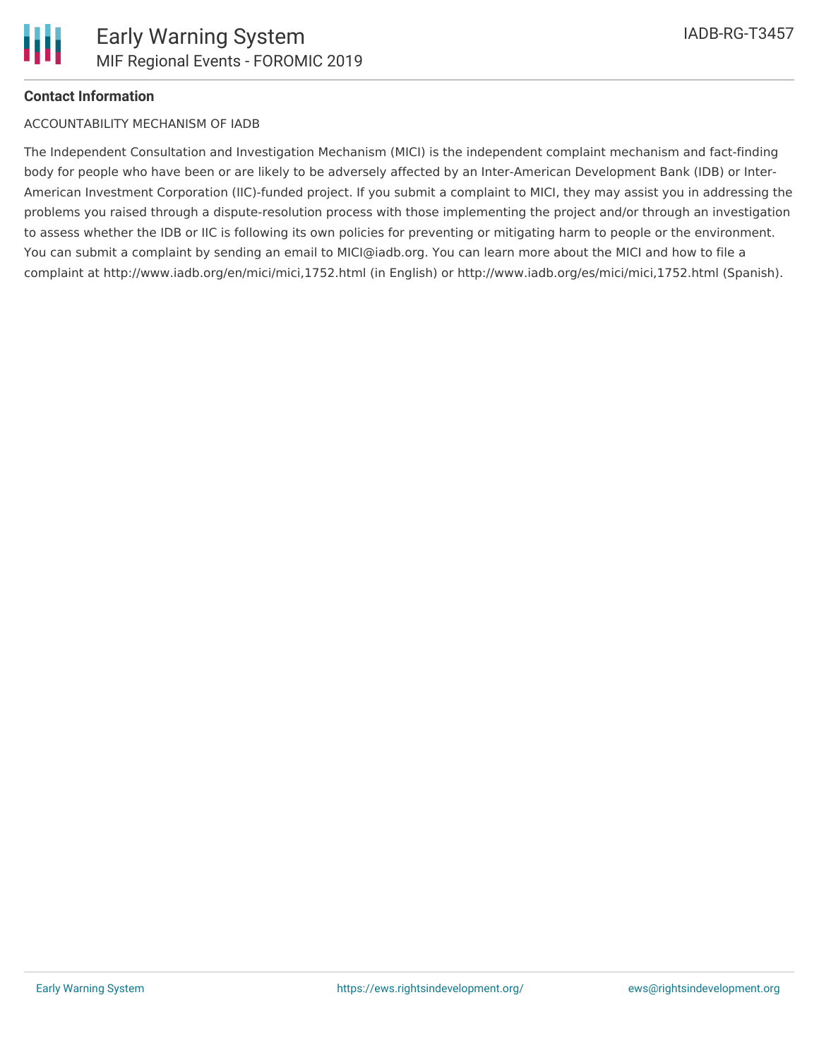**Contact Information**

ACCOUNTABILITY MECHANISM OF IADB

The Independent Consultation and Investigation Mechanism (MICI) is the independent complaint mechanism and fact-finding body for people who have been or are likely to be adversely affected by an Inter-American Development Bank (IDB) or Inter-American Investment Corporation (IIC)-funded project. If you submit a complaint to MICI, they may assist you in addressing the problems you raised through a dispute-resolution process with those implementing the project and/or through an investigation to assess whether the IDB or IIC is following its own policies for preventing or mitigating harm to people or the environment. You can submit a complaint by sending an email to MICI@iadb.org. You can learn more about the MICI and how to file a complaint at http://www.iadb.org/en/mici/mici,1752.html (in English) or http://www.iadb.org/es/mici/mici,1752.html (Spanish).